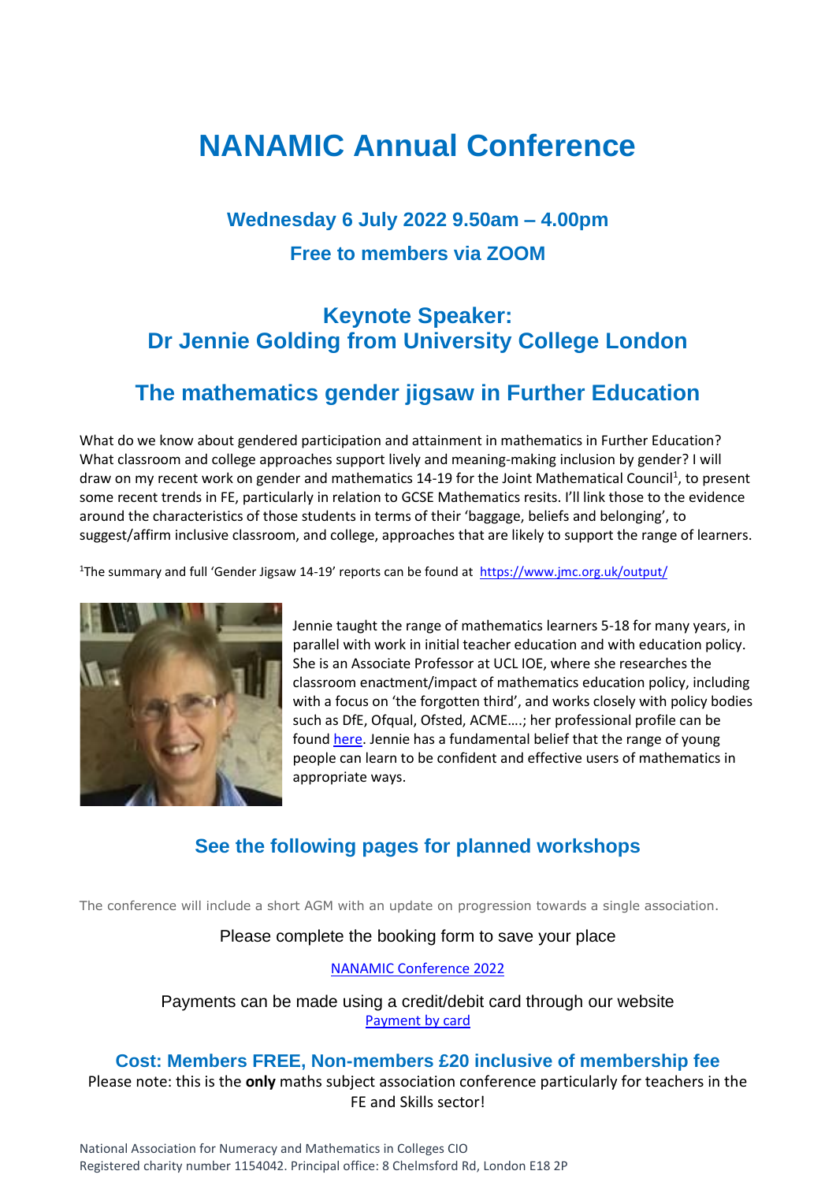# NANAMIC Annual Conference

### Wednesday 6 July 2022 9.50am – 4.00pm

### Free to members via ZOOM

## Keynote Speaker:
## Dr Jennie Golding from University College London

## The mathematics gender jigsaw in Further Education

What do we know about gendered participation and attainment in mathematics in Further Education? What classroom and college approaches support lively and meaning-making inclusion by gender? I will draw on my recent work on gender and mathematics 14-19 for the Joint Mathematical Council[1], to present some recent trends in FE, particularly in relation to GCSE Mathematics resits. I'll link those to the evidence around the characteristics of those students in terms of their 'baggage, beliefs and belonging', to suggest/affirm inclusive classroom, and college, approaches that are likely to support the range of learners.

[1]The summary and full 'Gender Jigsaw 14-19' reports can be found at https://www.jmc.org.uk/output/

Jennie taught the range of mathematics learners 5-18 for many years, in parallel with work in initial teacher education and with education policy. She is an Associate Professor at UCL IOE, where she researches the classroom enactment/impact of mathematics education policy, including with a focus on 'the forgotten third', and works closely with policy bodies such as DfE, Ofqual, Ofsted, ACME….; her professional profile can be found here. Jennie has a fundamental belief that the range of young people can learn to be confident and effective users of mathematics in appropriate ways.

### See the following pages for planned workshops

The conference will include a short AGM with an update on progression towards a single association.

Please complete the booking form to save your place

NANAMIC Conference 2022

Payments can be made using a credit/debit card through our website
Payment by card

### Cost: Members FREE, Non-members £20 inclusive of membership fee

Please note: this is the **only** maths subject association conference particularly for teachers in the FE and Skills sector!

National Association for Numeracy and Mathematics in Colleges CIO
Registered charity number 1154042. Principal office: 8 Chelmsford Rd, London E18 2P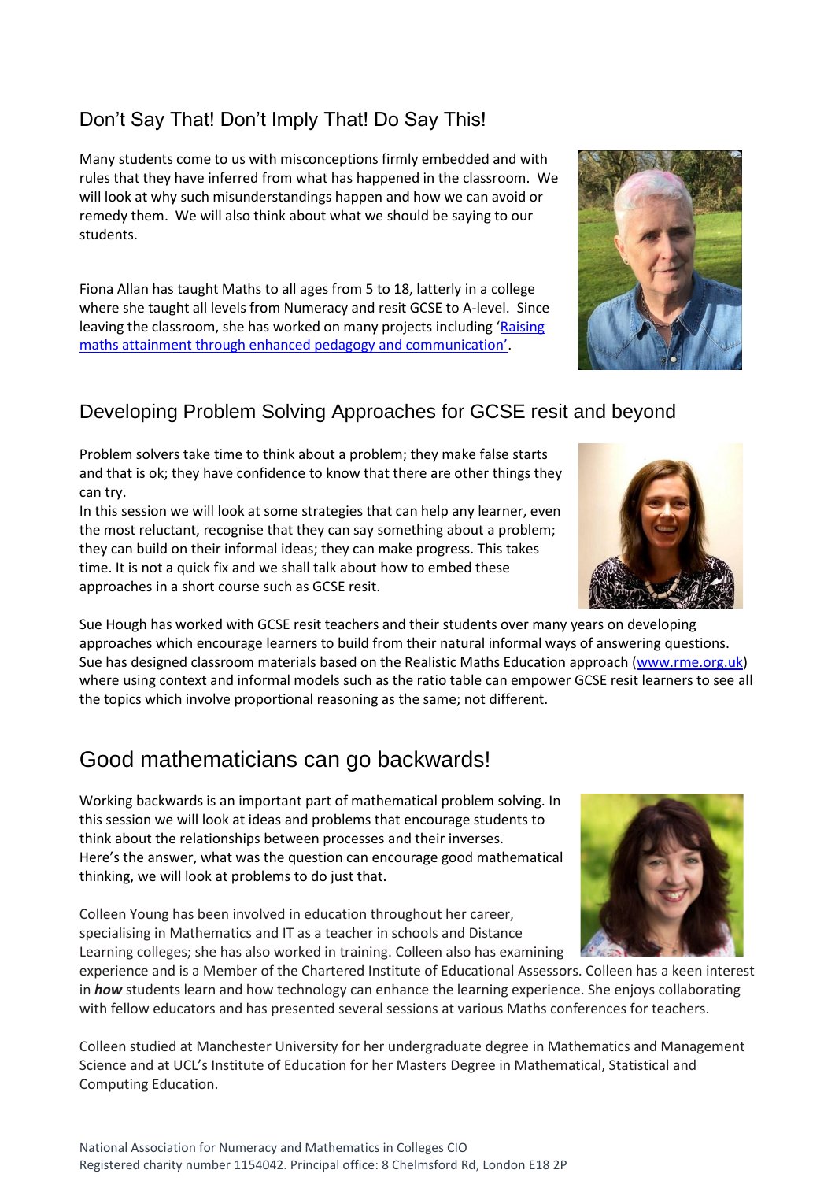## Don't Say That! Don't Imply That! Do Say This!

Many students come to us with misconceptions firmly embedded and with rules that they have inferred from what has happened in the classroom. We will look at why such misunderstandings happen and how we can avoid or remedy them. We will also think about what we should be saying to our students.

Fiona Allan has taught Maths to all ages from 5 to 18, latterly in a college where she taught all levels from Numeracy and resit GCSE to A-level. Since leaving the classroom, she has worked on many projects including '[Raising maths attainment through enhanced pedagogy and communication](#)'.

## Developing Problem Solving Approaches for GCSE resit and beyond

Problem solvers take time to think about a problem; they make false starts and that is ok; they have confidence to know that there are other things they can try.

In this session we will look at some strategies that can help any learner, even the most reluctant, recognise that they can say something about a problem; they can build on their informal ideas; they can make progress. This takes time. It is not a quick fix and we shall talk about how to embed these approaches in a short course such as GCSE resit.

Sue Hough has worked with GCSE resit teachers and their students over many years on developing approaches which encourage learners to build from their natural informal ways of answering questions. Sue has designed classroom materials based on the Realistic Maths Education approach ([www.rme.org.uk](http://www.rme.org.uk)) where using context and informal models such as the ratio table can empower GCSE resit learners to see all the topics which involve proportional reasoning as the same; not different.

## Good mathematicians can go backwards!

Working backwards is an important part of mathematical problem solving. In this session we will look at ideas and problems that encourage students to think about the relationships between processes and their inverses.
Here's the answer, what was the question can encourage good mathematical thinking, we will look at problems to do just that.

Colleen Young has been involved in education throughout her career, specialising in Mathematics and IT as a teacher in schools and Distance Learning colleges; she has also worked in training. Colleen also has examining experience and is a Member of the Chartered Institute of Educational Assessors. Colleen has a keen interest in ***how*** students learn and how technology can enhance the learning experience. She enjoys collaborating with fellow educators and has presented several sessions at various Maths conferences for teachers.

Colleen studied at Manchester University for her undergraduate degree in Mathematics and Management Science and at UCL's Institute of Education for her Masters Degree in Mathematical, Statistical and Computing Education.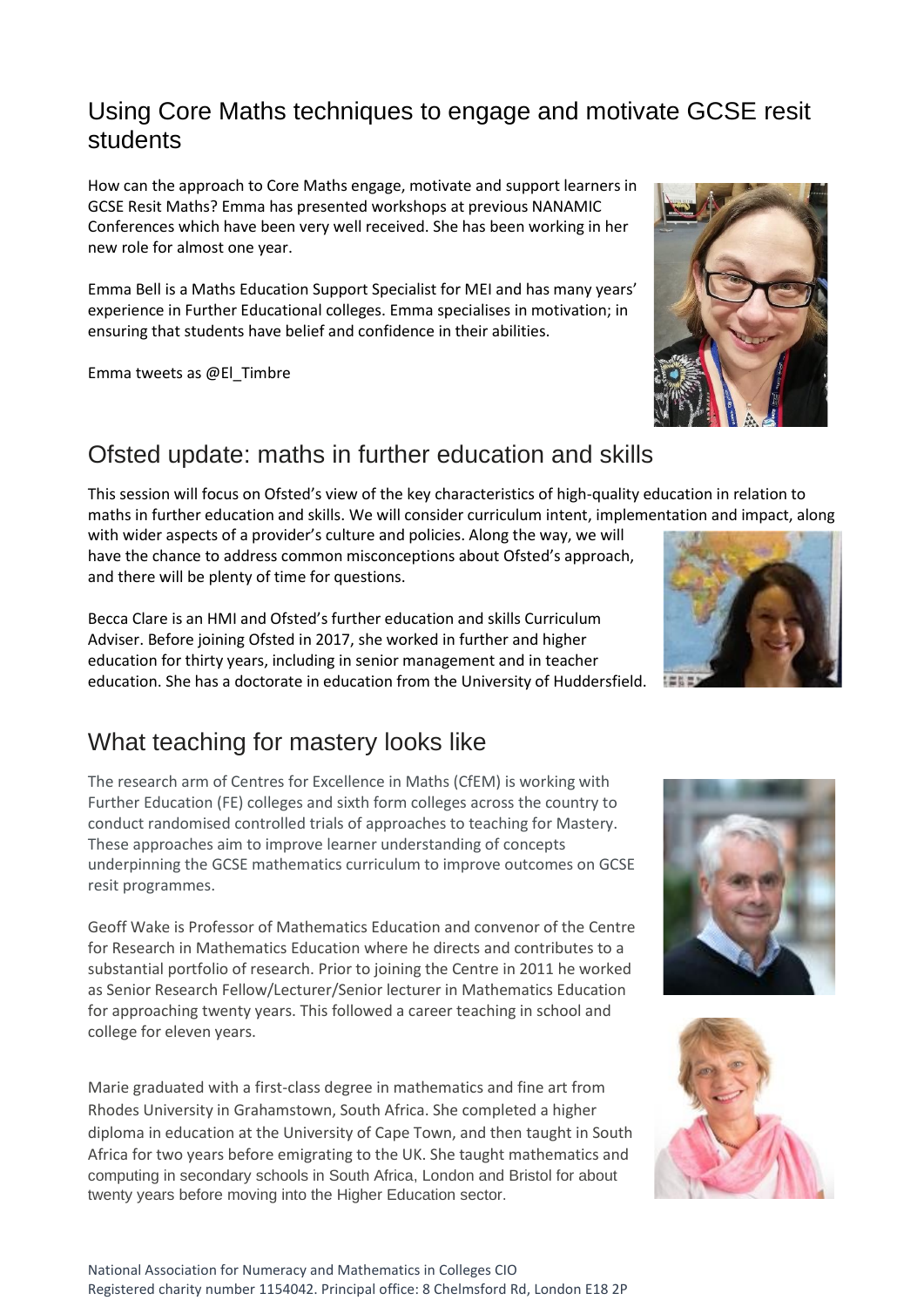## Using Core Maths techniques to engage and motivate GCSE resit students

How can the approach to Core Maths engage, motivate and support learners in GCSE Resit Maths? Emma has presented workshops at previous NANAMIC Conferences which have been very well received. She has been working in her new role for almost one year.

Emma Bell is a Maths Education Support Specialist for MEI and has many years' experience in Further Educational colleges. Emma specialises in motivation; in ensuring that students have belief and confidence in their abilities.

Emma tweets as @El_Timbre

## Ofsted update: maths in further education and skills

This session will focus on Ofsted's view of the key characteristics of high-quality education in relation to maths in further education and skills. We will consider curriculum intent, implementation and impact, along with wider aspects of a provider's culture and policies. Along the way, we will have the chance to address common misconceptions about Ofsted's approach, and there will be plenty of time for questions.

Becca Clare is an HMI and Ofsted's further education and skills Curriculum Adviser. Before joining Ofsted in 2017, she worked in further and higher education for thirty years, including in senior management and in teacher education. She has a doctorate in education from the University of Huddersfield.

## What teaching for mastery looks like

The research arm of Centres for Excellence in Maths (CfEM) is working with Further Education (FE) colleges and sixth form colleges across the country to conduct randomised controlled trials of approaches to teaching for Mastery. These approaches aim to improve learner understanding of concepts underpinning the GCSE mathematics curriculum to improve outcomes on GCSE resit programmes.

Geoff Wake is Professor of Mathematics Education and convenor of the Centre for Research in Mathematics Education where he directs and contributes to a substantial portfolio of research. Prior to joining the Centre in 2011 he worked as Senior Research Fellow/Lecturer/Senior lecturer in Mathematics Education for approaching twenty years. This followed a career teaching in school and college for eleven years.

Marie graduated with a first-class degree in mathematics and fine art from Rhodes University in Grahamstown, South Africa. She completed a higher diploma in education at the University of Cape Town, and then taught in South Africa for two years before emigrating to the UK. She taught mathematics and computing in secondary schools in South Africa, London and Bristol for about twenty years before moving into the Higher Education sector.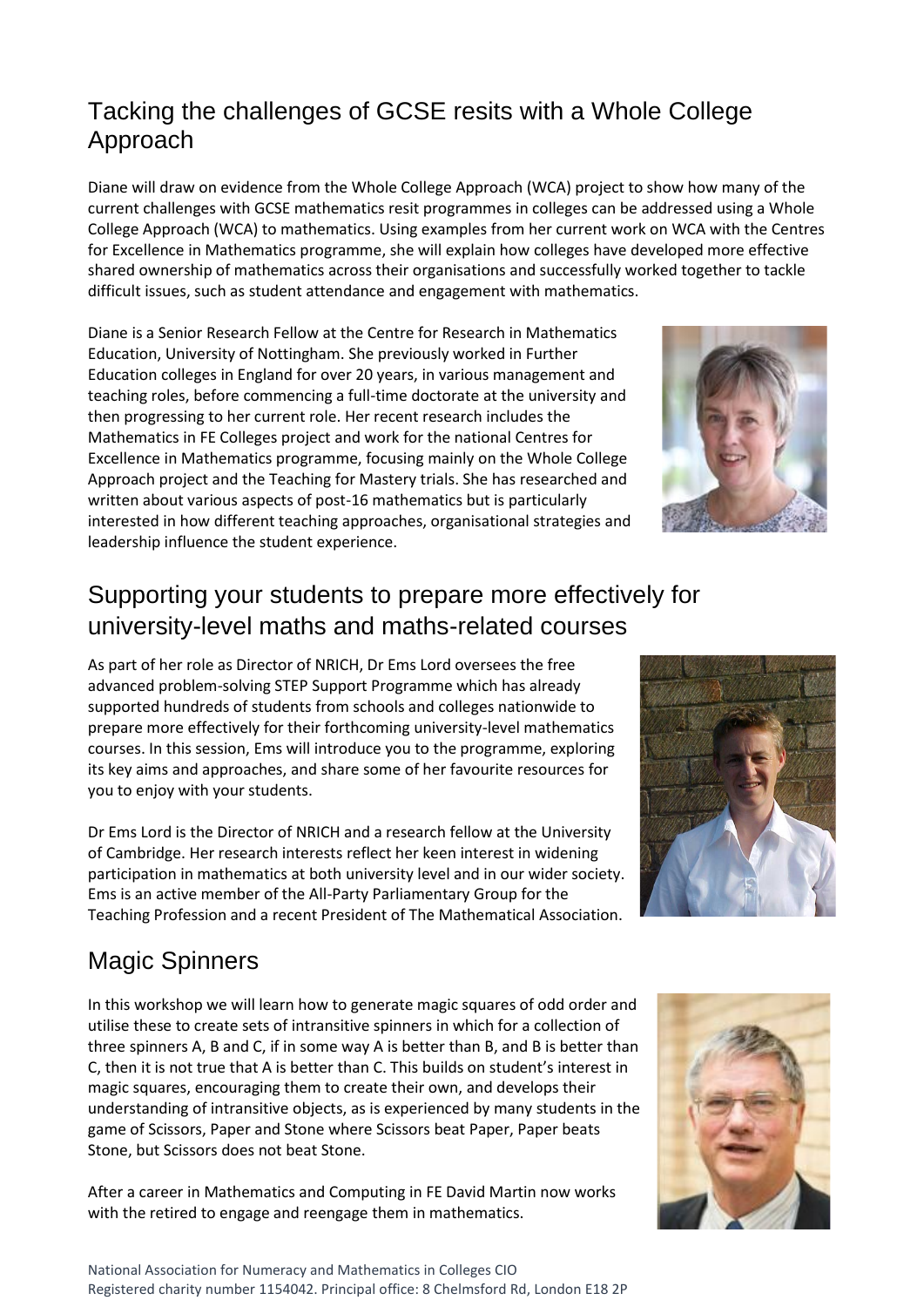## Tacking the challenges of GCSE resits with a Whole College Approach

Diane will draw on evidence from the Whole College Approach (WCA) project to show how many of the current challenges with GCSE mathematics resit programmes in colleges can be addressed using a Whole College Approach (WCA) to mathematics. Using examples from her current work on WCA with the Centres for Excellence in Mathematics programme, she will explain how colleges have developed more effective shared ownership of mathematics across their organisations and successfully worked together to tackle difficult issues, such as student attendance and engagement with mathematics.

Diane is a Senior Research Fellow at the Centre for Research in Mathematics Education, University of Nottingham. She previously worked in Further Education colleges in England for over 20 years, in various management and teaching roles, before commencing a full-time doctorate at the university and then progressing to her current role. Her recent research includes the Mathematics in FE Colleges project and work for the national Centres for Excellence in Mathematics programme, focusing mainly on the Whole College Approach project and the Teaching for Mastery trials. She has researched and written about various aspects of post-16 mathematics but is particularly interested in how different teaching approaches, organisational strategies and leadership influence the student experience.

## Supporting your students to prepare more effectively for university-level maths and maths-related courses

As part of her role as Director of NRICH, Dr Ems Lord oversees the free advanced problem-solving STEP Support Programme which has already supported hundreds of students from schools and colleges nationwide to prepare more effectively for their forthcoming university-level mathematics courses. In this session, Ems will introduce you to the programme, exploring its key aims and approaches, and share some of her favourite resources for you to enjoy with your students.

Dr Ems Lord is the Director of NRICH and a research fellow at the University of Cambridge. Her research interests reflect her keen interest in widening participation in mathematics at both university level and in our wider society. Ems is an active member of the All-Party Parliamentary Group for the Teaching Profession and a recent President of The Mathematical Association.

## Magic Spinners

In this workshop we will learn how to generate magic squares of odd order and utilise these to create sets of intransitive spinners in which for a collection of three spinners A, B and C, if in some way A is better than B, and B is better than C, then it is not true that A is better than C. This builds on student's interest in magic squares, encouraging them to create their own, and develops their understanding of intransitive objects, as is experienced by many students in the game of Scissors, Paper and Stone where Scissors beat Paper, Paper beats Stone, but Scissors does not beat Stone.

After a career in Mathematics and Computing in FE David Martin now works with the retired to engage and reengage them in mathematics.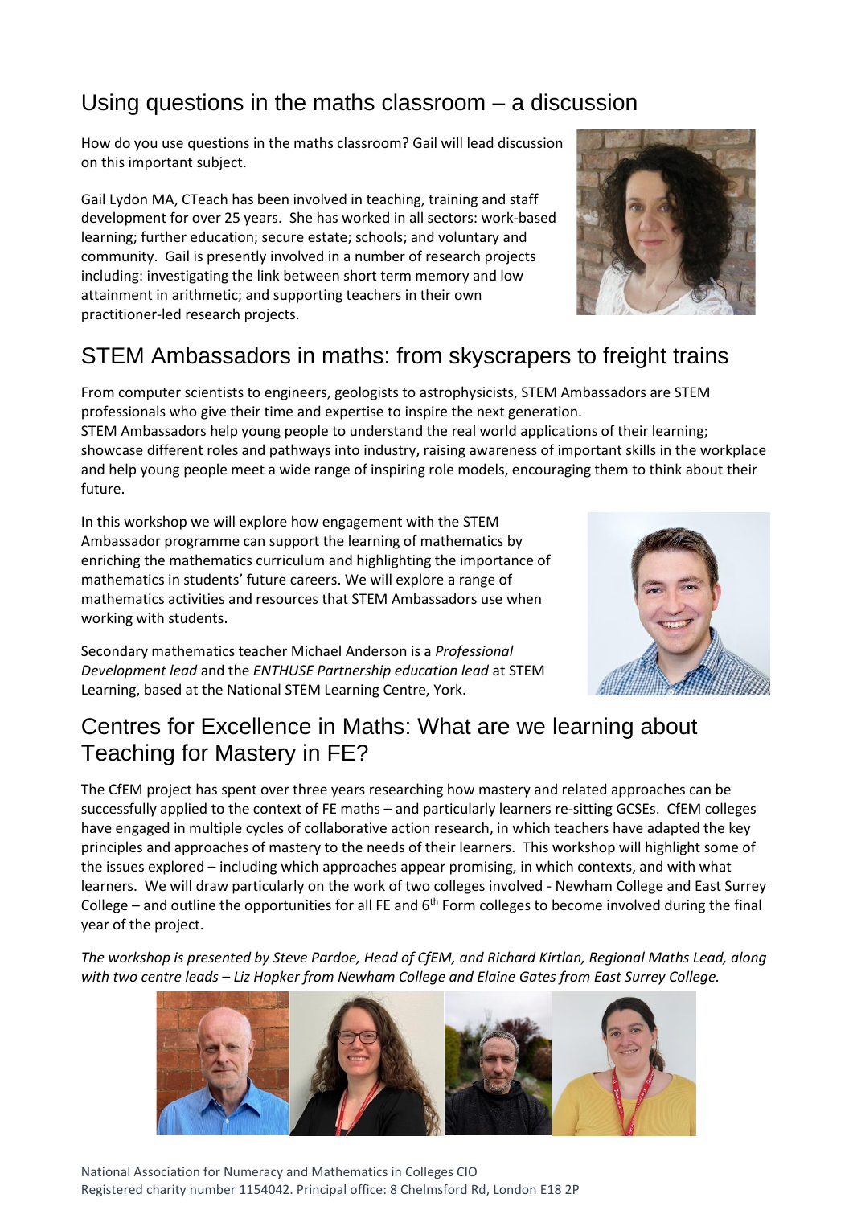## Using questions in the maths classroom – a discussion

How do you use questions in the maths classroom? Gail will lead discussion on this important subject.

Gail Lydon MA, CTeach has been involved in teaching, training and staff development for over 25 years. She has worked in all sectors: work-based learning; further education; secure estate; schools; and voluntary and community. Gail is presently involved in a number of research projects including: investigating the link between short term memory and low attainment in arithmetic; and supporting teachers in their own practitioner-led research projects.

## STEM Ambassadors in maths: from skyscrapers to freight trains

From computer scientists to engineers, geologists to astrophysicists, STEM Ambassadors are STEM professionals who give their time and expertise to inspire the next generation.
STEM Ambassadors help young people to understand the real world applications of their learning; showcase different roles and pathways into industry, raising awareness of important skills in the workplace and help young people meet a wide range of inspiring role models, encouraging them to think about their future.

In this workshop we will explore how engagement with the STEM Ambassador programme can support the learning of mathematics by enriching the mathematics curriculum and highlighting the importance of mathematics in students' future careers. We will explore a range of mathematics activities and resources that STEM Ambassadors use when working with students.

Secondary mathematics teacher Michael Anderson is a *Professional Development lead* and the *ENTHUSE Partnership education lead* at STEM Learning, based at the National STEM Learning Centre, York.

## Centres for Excellence in Maths: What are we learning about Teaching for Mastery in FE?

The CfEM project has spent over three years researching how mastery and related approaches can be successfully applied to the context of FE maths – and particularly learners re-sitting GCSEs. CfEM colleges have engaged in multiple cycles of collaborative action research, in which teachers have adapted the key principles and approaches of mastery to the needs of their learners. This workshop will highlight some of the issues explored – including which approaches appear promising, in which contexts, and with what learners. We will draw particularly on the work of two colleges involved - Newham College and East Surrey College – and outline the opportunities for all FE and 6th Form colleges to become involved during the final year of the project.

*The workshop is presented by Steve Pardoe, Head of CfEM, and Richard Kirtlan, Regional Maths Lead, along with two centre leads – Liz Hopker from Newham College and Elaine Gates from East Surrey College.*

National Association for Numeracy and Mathematics in Colleges CIO
Registered charity number 1154042. Principal office: 8 Chelmsford Rd, London E18 2P